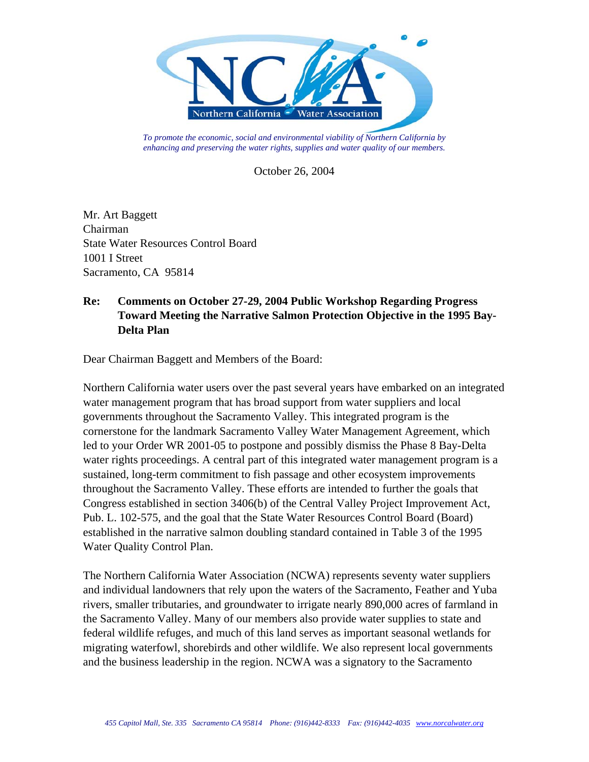Northern California Water Association

*To promote the economic, social and environmental viability of Northern California by enhancing and preserving the water rights, supplies and water quality of our members.*

October 26, 2004

Mr. Art Baggett
Chairman
State Water Resources Control Board
1001 I Street
Sacramento, CA 95814

**Re: Comments on October 27-29, 2004 Public Workshop Regarding Progress Toward Meeting the Narrative Salmon Protection Objective in the 1995 Bay-Delta Plan**

Dear Chairman Baggett and Members of the Board:

Northern California water users over the past several years have embarked on an integrated water management program that has broad support from water suppliers and local governments throughout the Sacramento Valley. This integrated program is the cornerstone for the landmark Sacramento Valley Water Management Agreement, which led to your Order WR 2001-05 to postpone and possibly dismiss the Phase 8 Bay-Delta water rights proceedings. A central part of this integrated water management program is a sustained, long-term commitment to fish passage and other ecosystem improvements throughout the Sacramento Valley. These efforts are intended to further the goals that Congress established in section 3406(b) of the Central Valley Project Improvement Act, Pub. L. 102-575, and the goal that the State Water Resources Control Board (Board) established in the narrative salmon doubling standard contained in Table 3 of the 1995 Water Quality Control Plan.

The Northern California Water Association (NCWA) represents seventy water suppliers and individual landowners that rely upon the waters of the Sacramento, Feather and Yuba rivers, smaller tributaries, and groundwater to irrigate nearly 890,000 acres of farmland in the Sacramento Valley. Many of our members also provide water supplies to state and federal wildlife refuges, and much of this land serves as important seasonal wetlands for migrating waterfowl, shorebirds and other wildlife. We also represent local governments and the business leadership in the region. NCWA was a signatory to the Sacramento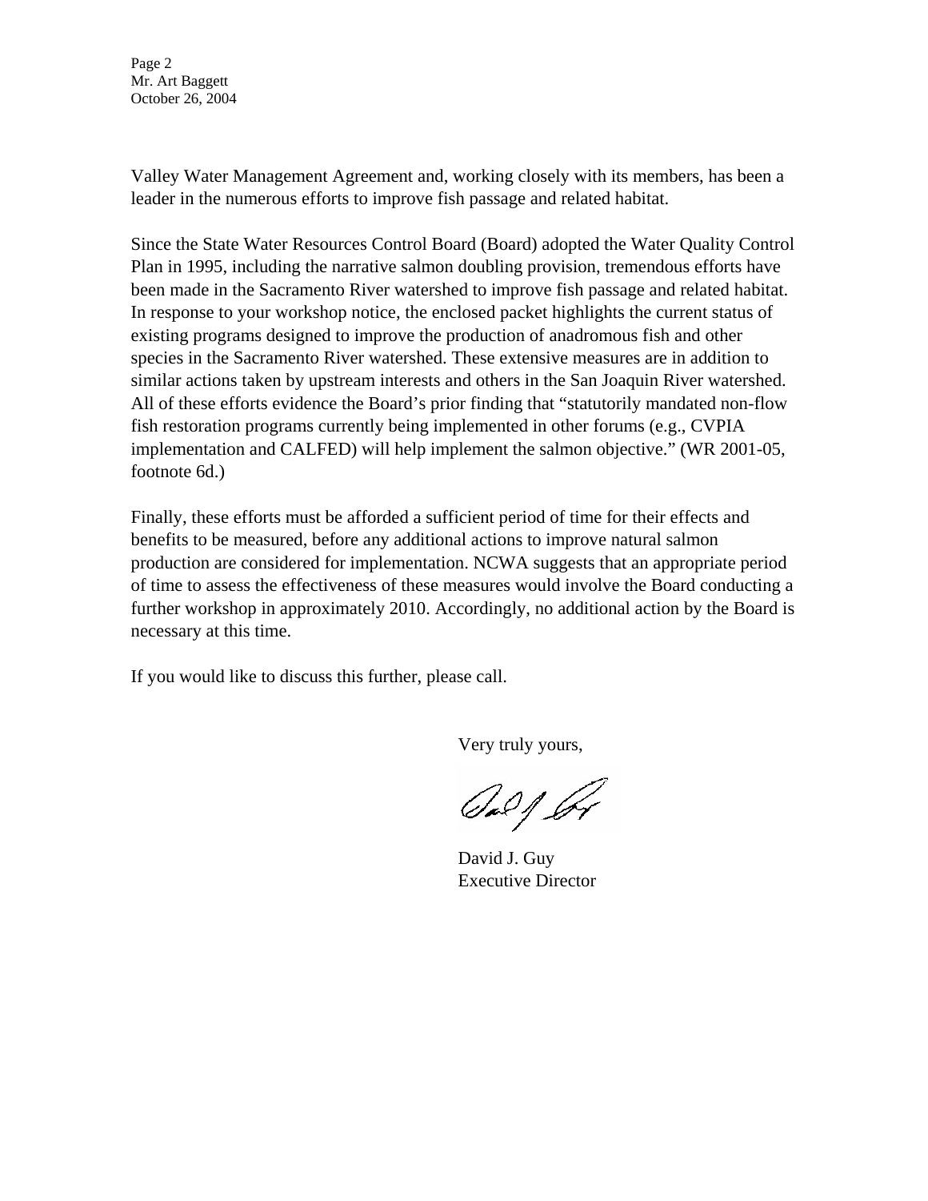Valley Water Management Agreement and, working closely with its members, has been a leader in the numerous efforts to improve fish passage and related habitat.

Since the State Water Resources Control Board (Board) adopted the Water Quality Control Plan in 1995, including the narrative salmon doubling provision, tremendous efforts have been made in the Sacramento River watershed to improve fish passage and related habitat. In response to your workshop notice, the enclosed packet highlights the current status of existing programs designed to improve the production of anadromous fish and other species in the Sacramento River watershed. These extensive measures are in addition to similar actions taken by upstream interests and others in the San Joaquin River watershed. All of these efforts evidence the Board's prior finding that "statutorily mandated non-flow fish restoration programs currently being implemented in other forums (e.g., CVPIA implementation and CALFED) will help implement the salmon objective." (WR 2001-05, footnote 6d.)

Finally, these efforts must be afforded a sufficient period of time for their effects and benefits to be measured, before any additional actions to improve natural salmon production are considered for implementation. NCWA suggests that an appropriate period of time to assess the effectiveness of these measures would involve the Board conducting a further workshop in approximately 2010. Accordingly, no additional action by the Board is necessary at this time.

If you would like to discuss this further, please call.

Very truly yours,

David J. Guy
Executive Director